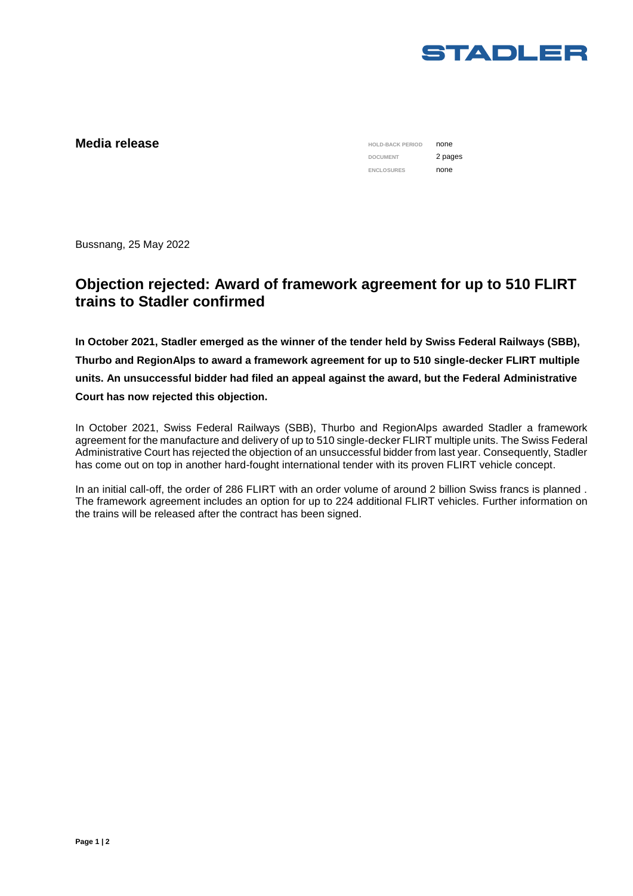STADLER

**Media release**

| HOLD-BACK PERIOD | none |
| --- | --- |
| DOCUMENT | 2 pages |
| ENCLOSURES | none |

Bussnang, 25 May 2022

# Objection rejected: Award of framework agreement for up to 510 FLIRT trains to Stadler confirmed

**In October 2021, Stadler emerged as the winner of the tender held by Swiss Federal Railways (SBB), Thurbo and RegionAlps to award a framework agreement for up to 510 single-decker FLIRT multiple units. An unsuccessful bidder had filed an appeal against the award, but the Federal Administrative Court has now rejected this objection.**

In October 2021, Swiss Federal Railways (SBB), Thurbo and RegionAlps awarded Stadler a framework agreement for the manufacture and delivery of up to 510 single-decker FLIRT multiple units. The Swiss Federal Administrative Court has rejected the objection of an unsuccessful bidder from last year. Consequently, Stadler has come out on top in another hard-fought international tender with its proven FLIRT vehicle concept.

In an initial call-off, the order of 286 FLIRT with an order volume of around 2 billion Swiss francs is planned . The framework agreement includes an option for up to 224 additional FLIRT vehicles. Further information on the trains will be released after the contract has been signed.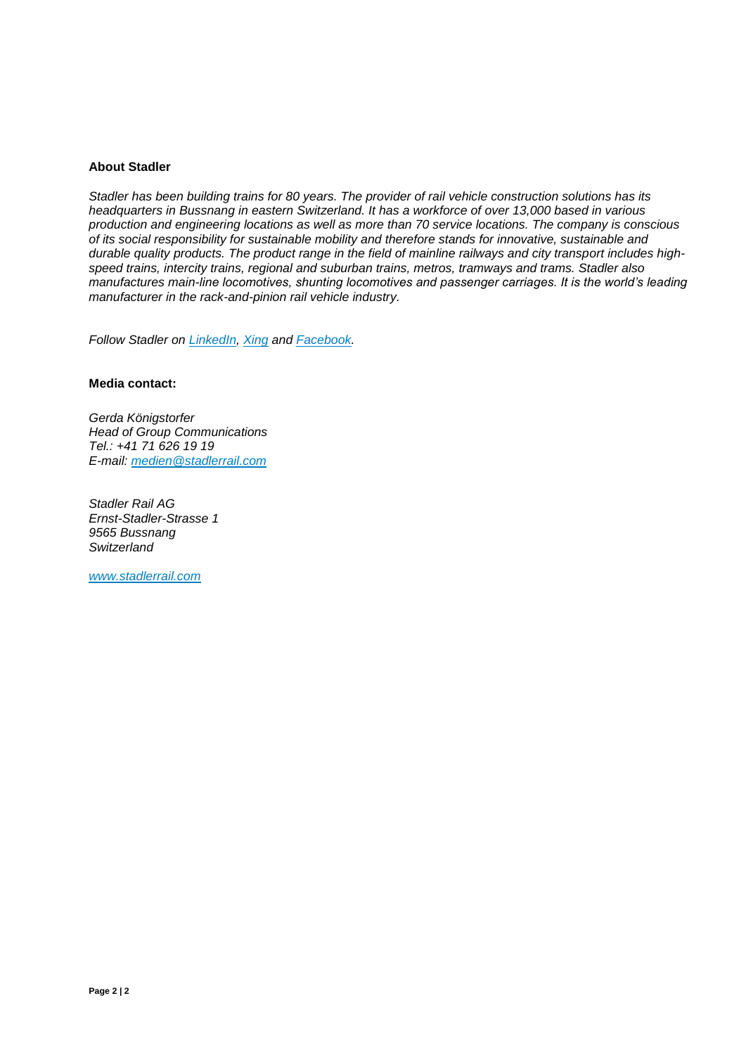**About Stadler**

*Stadler has been building trains for 80 years. The provider of rail vehicle construction solutions has its headquarters in Bussnang in eastern Switzerland. It has a workforce of over 13,000 based in various production and engineering locations as well as more than 70 service locations. The company is conscious of its social responsibility for sustainable mobility and therefore stands for innovative, sustainable and durable quality products. The product range in the field of mainline railways and city transport includes high-speed trains, intercity trains, regional and suburban trains, metros, tramways and trams. Stadler also manufactures main-line locomotives, shunting locomotives and passenger carriages. It is the world's leading manufacturer in the rack-and-pinion rail vehicle industry.*

*Follow Stadler on [LinkedIn](), [Xing]() and [Facebook]().*

**Media contact:**

*Gerda Königstorfer*
*Head of Group Communications*
*Tel.: +41 71 626 19 19*
*E-mail: [medien@stadlerrail.com](mailto:medien@stadlerrail.com)*

*Stadler Rail AG*
*Ernst-Stadler-Strasse 1*
*9565 Bussnang*
*Switzerland*

*[www.stadlerrail.com](http://www.stadlerrail.com)*